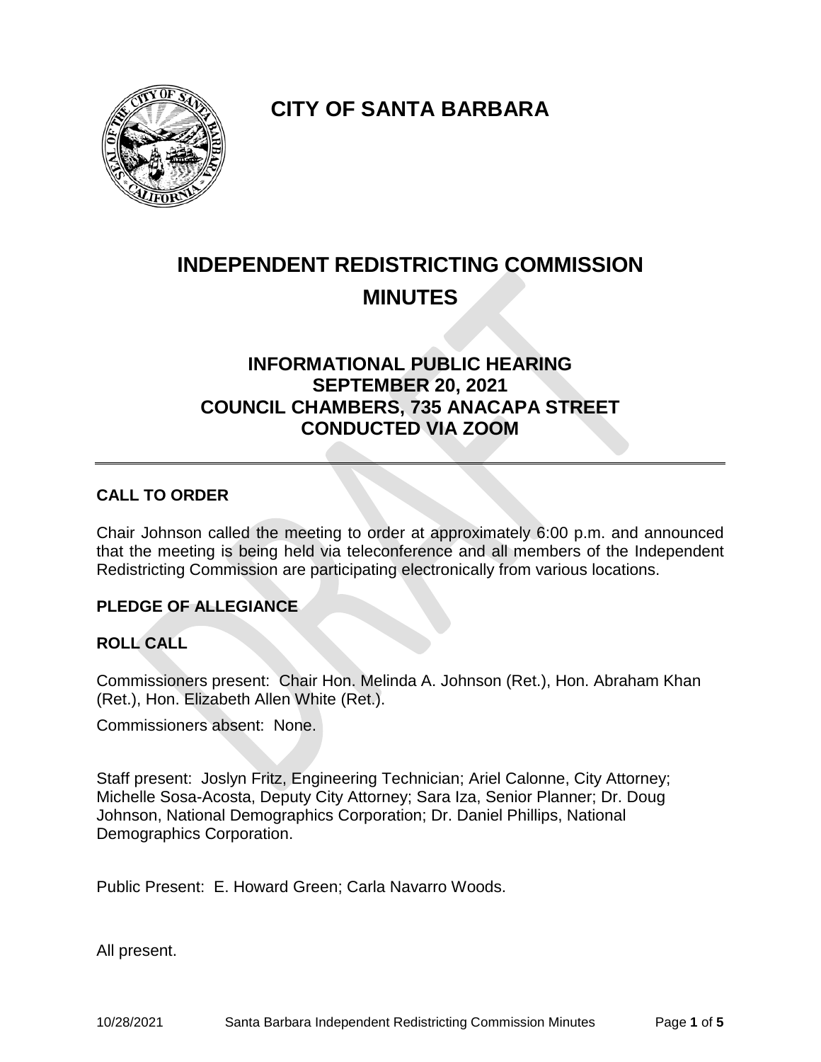# CITY OF SANTA BARBARA

# INDEPENDENT REDISTRICTING COMMISSION MINUTES

## INFORMATIONAL PUBLIC HEARING
## SEPTEMBER 20, 2021
## COUNCIL CHAMBERS, 735 ANACAPA STREET
## CONDUCTED VIA ZOOM

---

### CALL TO ORDER

Chair Johnson called the meeting to order at approximately 6:00 p.m. and announced that the meeting is being held via teleconference and all members of the Independent Redistricting Commission are participating electronically from various locations.

### PLEDGE OF ALLEGIANCE

### ROLL CALL

Commissioners present: Chair Hon. Melinda A. Johnson (Ret.), Hon. Abraham Khan (Ret.), Hon. Elizabeth Allen White (Ret.).

Commissioners absent: None.

Staff present: Joslyn Fritz, Engineering Technician; Ariel Calonne, City Attorney; Michelle Sosa-Acosta, Deputy City Attorney; Sara Iza, Senior Planner; Dr. Doug Johnson, National Demographics Corporation; Dr. Daniel Phillips, National Demographics Corporation.

Public Present: E. Howard Green; Carla Navarro Woods.

All present.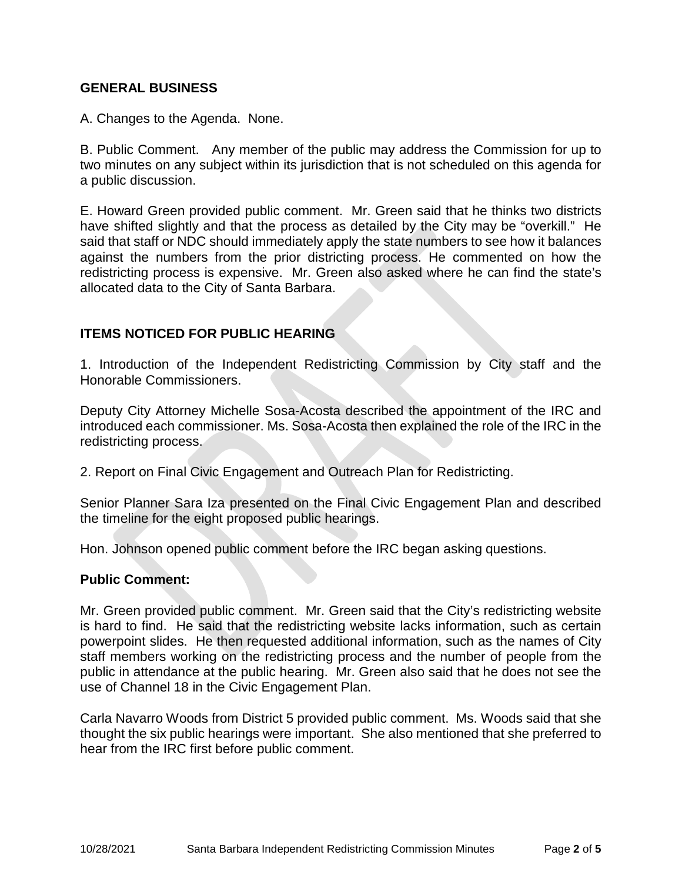## GENERAL BUSINESS

A. Changes to the Agenda. None.

B. Public Comment. Any member of the public may address the Commission for up to two minutes on any subject within its jurisdiction that is not scheduled on this agenda for a public discussion.

E. Howard Green provided public comment. Mr. Green said that he thinks two districts have shifted slightly and that the process as detailed by the City may be "overkill." He said that staff or NDC should immediately apply the state numbers to see how it balances against the numbers from the prior districting process. He commented on how the redistricting process is expensive. Mr. Green also asked where he can find the state's allocated data to the City of Santa Barbara.

## ITEMS NOTICED FOR PUBLIC HEARING

1. Introduction of the Independent Redistricting Commission by City staff and the Honorable Commissioners.

Deputy City Attorney Michelle Sosa-Acosta described the appointment of the IRC and introduced each commissioner. Ms. Sosa-Acosta then explained the role of the IRC in the redistricting process.

2. Report on Final Civic Engagement and Outreach Plan for Redistricting.

Senior Planner Sara Iza presented on the Final Civic Engagement Plan and described the timeline for the eight proposed public hearings.

Hon. Johnson opened public comment before the IRC began asking questions.

### Public Comment:

Mr. Green provided public comment. Mr. Green said that the City's redistricting website is hard to find. He said that the redistricting website lacks information, such as certain powerpoint slides. He then requested additional information, such as the names of City staff members working on the redistricting process and the number of people from the public in attendance at the public hearing. Mr. Green also said that he does not see the use of Channel 18 in the Civic Engagement Plan.

Carla Navarro Woods from District 5 provided public comment. Ms. Woods said that she thought the six public hearings were important. She also mentioned that she preferred to hear from the IRC first before public comment.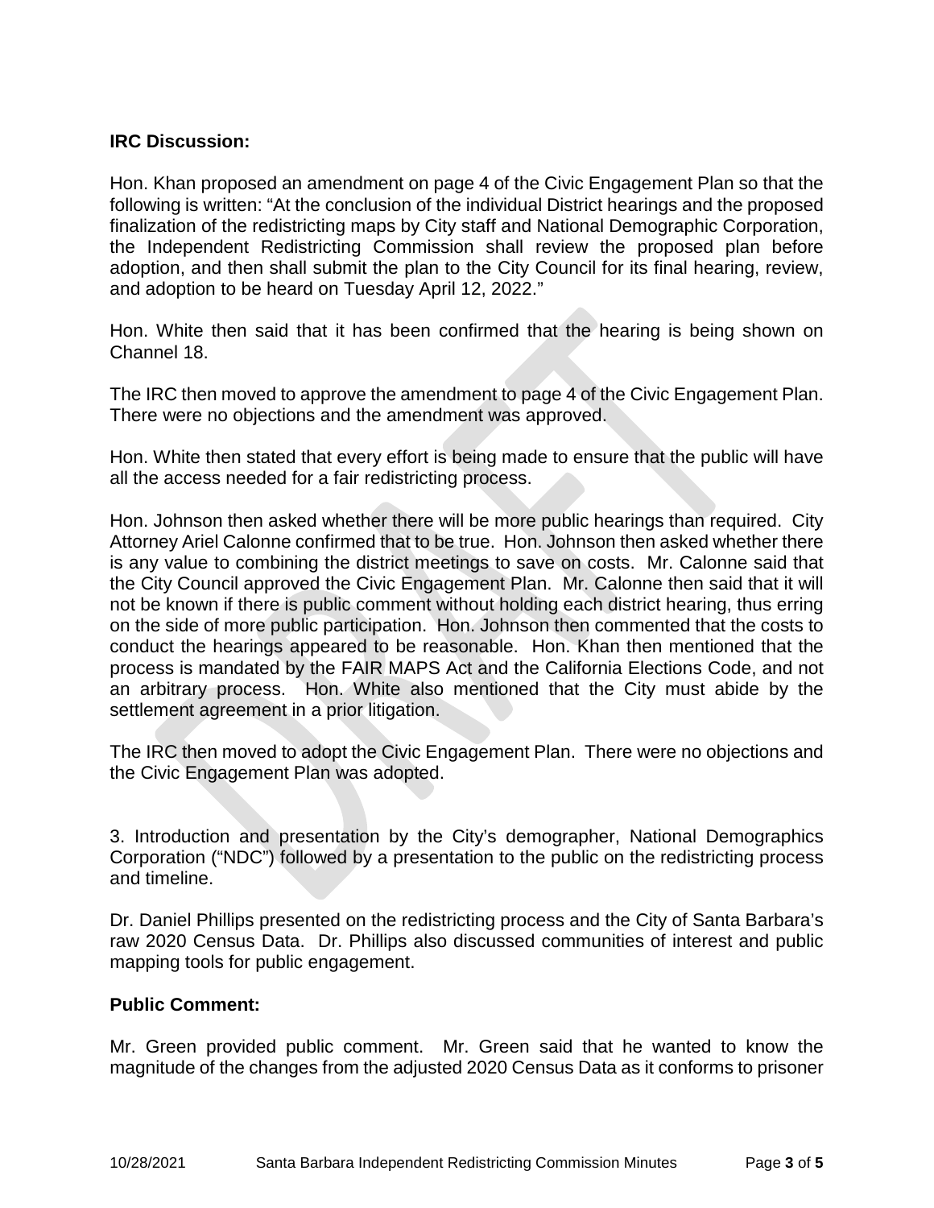**IRC Discussion:**

Hon. Khan proposed an amendment on page 4 of the Civic Engagement Plan so that the following is written: "At the conclusion of the individual District hearings and the proposed finalization of the redistricting maps by City staff and National Demographic Corporation, the Independent Redistricting Commission shall review the proposed plan before adoption, and then shall submit the plan to the City Council for its final hearing, review, and adoption to be heard on Tuesday April 12, 2022."

Hon. White then said that it has been confirmed that the hearing is being shown on Channel 18.

The IRC then moved to approve the amendment to page 4 of the Civic Engagement Plan. There were no objections and the amendment was approved.

Hon. White then stated that every effort is being made to ensure that the public will have all the access needed for a fair redistricting process.

Hon. Johnson then asked whether there will be more public hearings than required. City Attorney Ariel Calonne confirmed that to be true. Hon. Johnson then asked whether there is any value to combining the district meetings to save on costs. Mr. Calonne said that the City Council approved the Civic Engagement Plan. Mr. Calonne then said that it will not be known if there is public comment without holding each district hearing, thus erring on the side of more public participation. Hon. Johnson then commented that the costs to conduct the hearings appeared to be reasonable. Hon. Khan then mentioned that the process is mandated by the FAIR MAPS Act and the California Elections Code, and not an arbitrary process. Hon. White also mentioned that the City must abide by the settlement agreement in a prior litigation.

The IRC then moved to adopt the Civic Engagement Plan. There were no objections and the Civic Engagement Plan was adopted.

3. Introduction and presentation by the City's demographer, National Demographics Corporation ("NDC") followed by a presentation to the public on the redistricting process and timeline.

Dr. Daniel Phillips presented on the redistricting process and the City of Santa Barbara's raw 2020 Census Data. Dr. Phillips also discussed communities of interest and public mapping tools for public engagement.

**Public Comment:**

Mr. Green provided public comment. Mr. Green said that he wanted to know the magnitude of the changes from the adjusted 2020 Census Data as it conforms to prisoner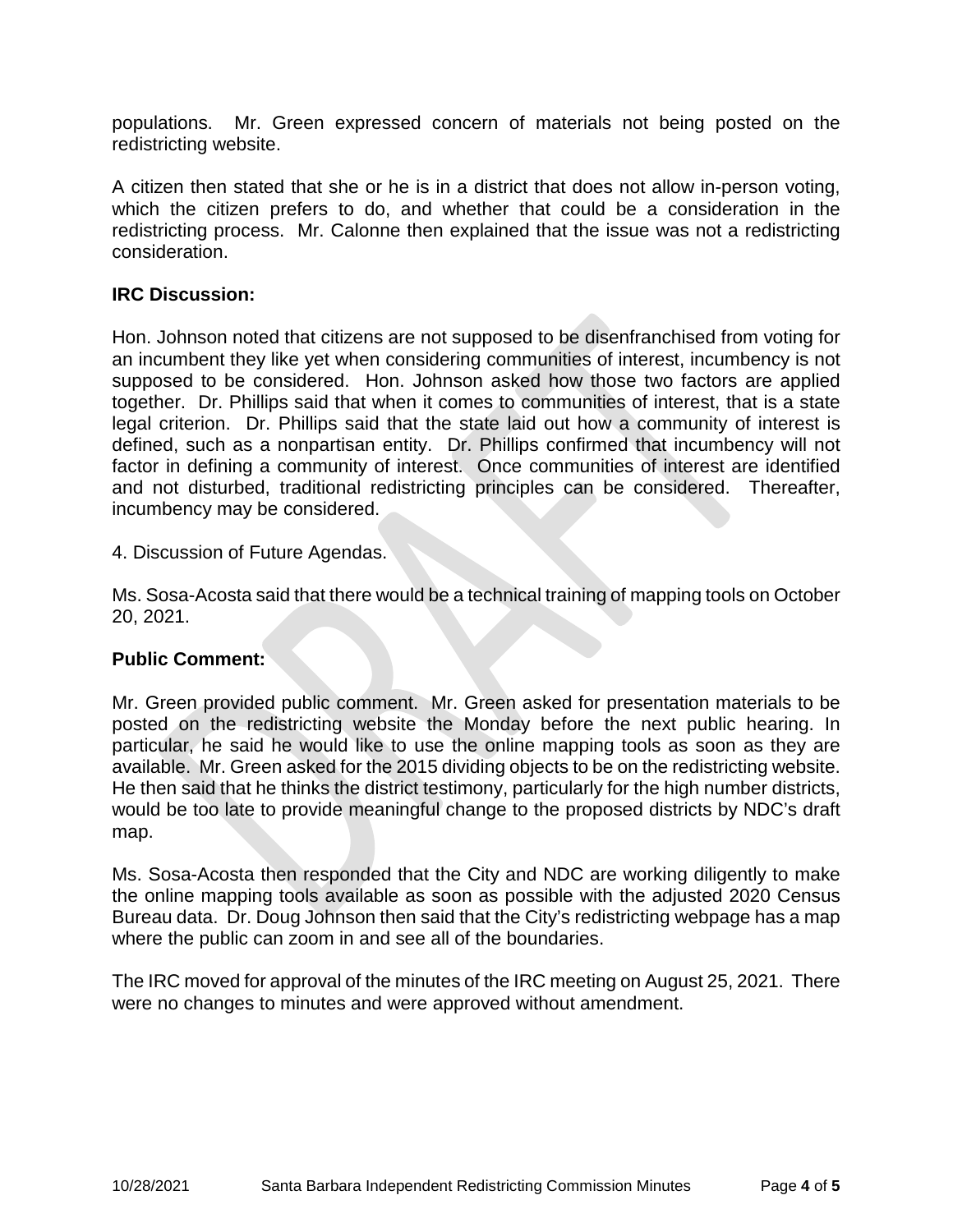populations. Mr. Green expressed concern of materials not being posted on the redistricting website.

A citizen then stated that she or he is in a district that does not allow in-person voting, which the citizen prefers to do, and whether that could be a consideration in the redistricting process. Mr. Calonne then explained that the issue was not a redistricting consideration.

**IRC Discussion:**

Hon. Johnson noted that citizens are not supposed to be disenfranchised from voting for an incumbent they like yet when considering communities of interest, incumbency is not supposed to be considered. Hon. Johnson asked how those two factors are applied together. Dr. Phillips said that when it comes to communities of interest, that is a state legal criterion. Dr. Phillips said that the state laid out how a community of interest is defined, such as a nonpartisan entity. Dr. Phillips confirmed that incumbency will not factor in defining a community of interest. Once communities of interest are identified and not disturbed, traditional redistricting principles can be considered. Thereafter, incumbency may be considered.

4. Discussion of Future Agendas.

Ms. Sosa-Acosta said that there would be a technical training of mapping tools on October 20, 2021.

**Public Comment:**

Mr. Green provided public comment. Mr. Green asked for presentation materials to be posted on the redistricting website the Monday before the next public hearing. In particular, he said he would like to use the online mapping tools as soon as they are available. Mr. Green asked for the 2015 dividing objects to be on the redistricting website. He then said that he thinks the district testimony, particularly for the high number districts, would be too late to provide meaningful change to the proposed districts by NDC's draft map.

Ms. Sosa-Acosta then responded that the City and NDC are working diligently to make the online mapping tools available as soon as possible with the adjusted 2020 Census Bureau data. Dr. Doug Johnson then said that the City's redistricting webpage has a map where the public can zoom in and see all of the boundaries.

The IRC moved for approval of the minutes of the IRC meeting on August 25, 2021. There were no changes to minutes and were approved without amendment.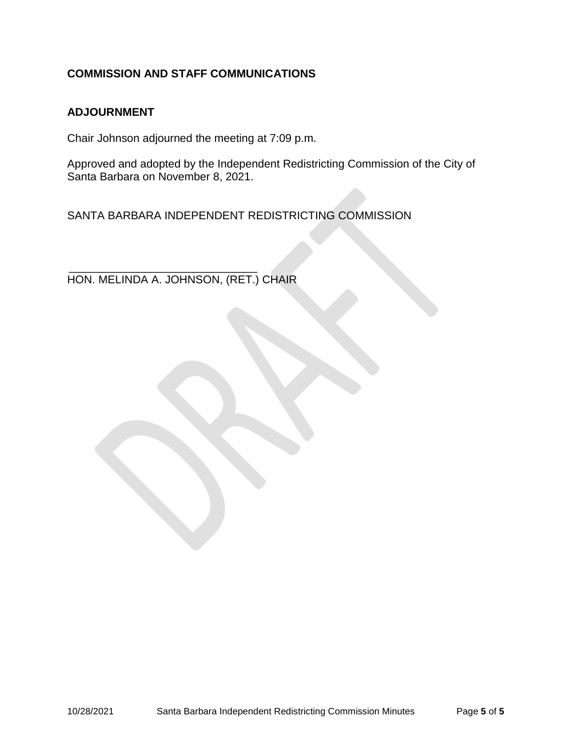## COMMISSION AND STAFF COMMUNICATIONS

## ADJOURNMENT

Chair Johnson adjourned the meeting at 7:09 p.m.

Approved and adopted by the Independent Redistricting Commission of the City of Santa Barbara on November 8, 2021.

SANTA BARBARA INDEPENDENT REDISTRICTING COMMISSION

\_\_\_\_\_\_\_\_\_\_\_\_\_\_\_\_\_\_\_\_\_\_\_\_\_\_\_\_\_\_

HON. MELINDA A. JOHNSON, (RET.) CHAIR